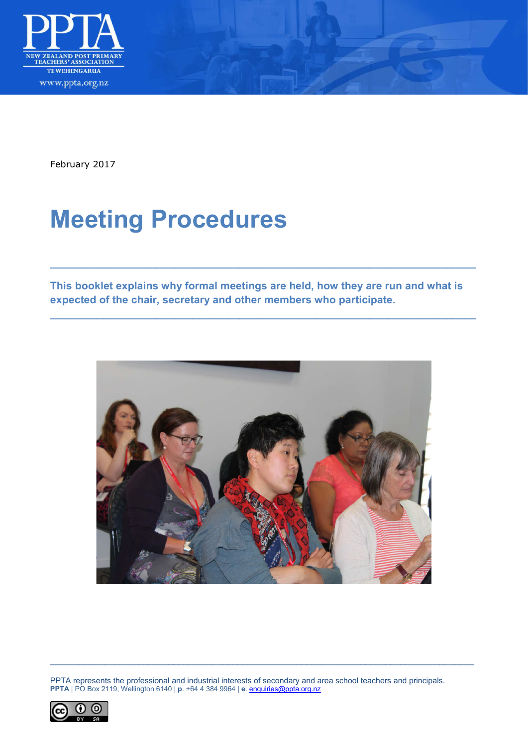PPTA

NEW ZEALAND POST PRIMARY TEACHERS' ASSOCIATION

TE WEHENGARUA

www.ppta.org.nz

February 2017

# Meeting Procedures

**This booklet explains why formal meetings are held, how they are run and what is expected of the chair, secretary and other members who participate.**

PPTA represents the professional and industrial interests of secondary and area school teachers and principals.
**PPTA** | PO Box 2119, Wellington 6140 | **p**. +64 4 384 9964 | **e**. enquiries@ppta.org.nz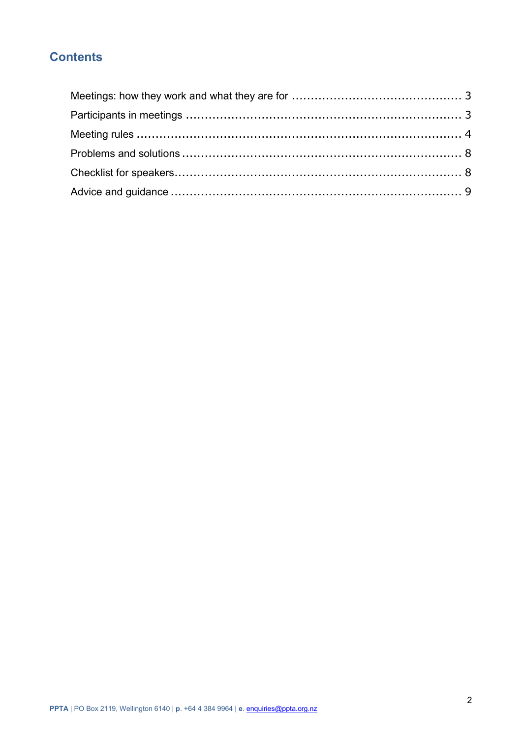## Contents

- Meetings: how they work and what they are for ........................................... 3
- Participants in meetings ...................................................................... 3
- Meeting rules .................................................................................. 4
- Problems and solutions ....................................................................... 8
- Checklist for speakers......................................................................... 8
- Advice and guidance .......................................................................... 9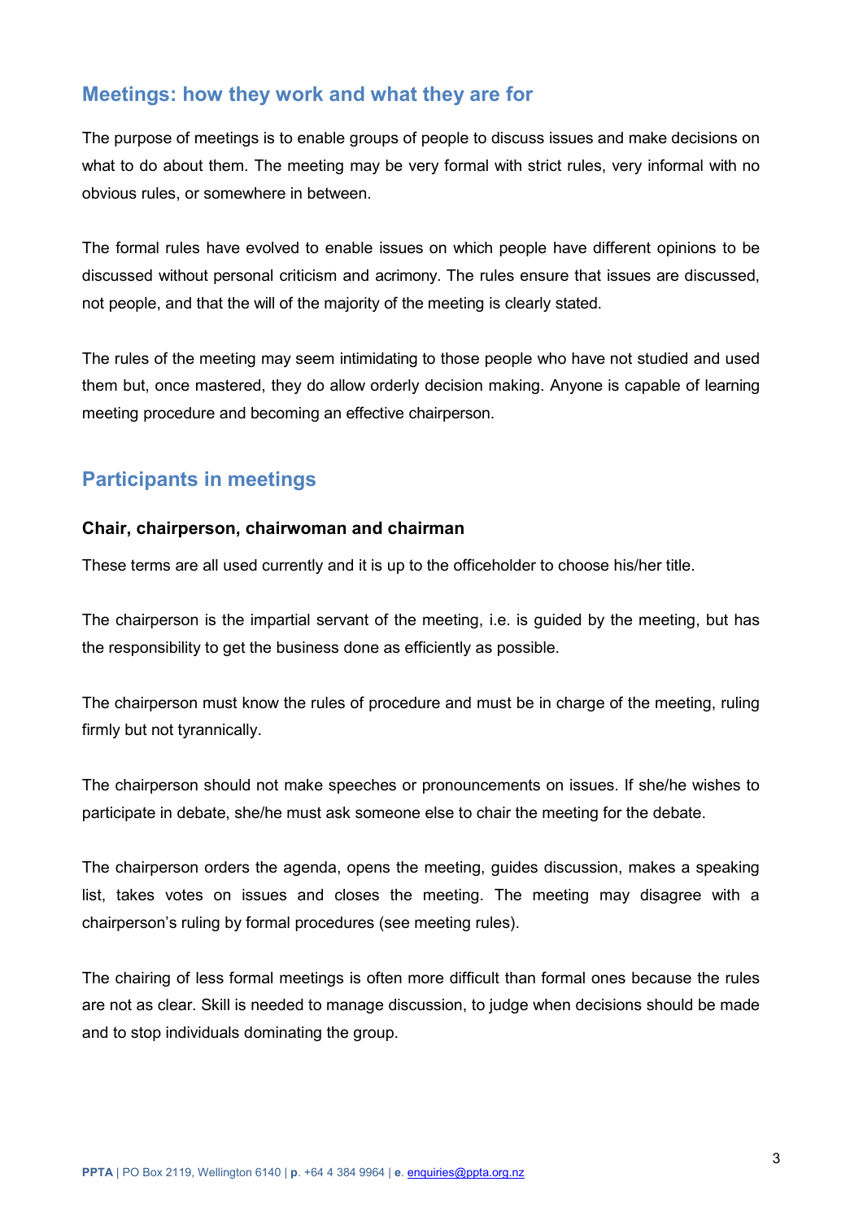## Meetings: how they work and what they are for

The purpose of meetings is to enable groups of people to discuss issues and make decisions on what to do about them. The meeting may be very formal with strict rules, very informal with no obvious rules, or somewhere in between.

The formal rules have evolved to enable issues on which people have different opinions to be discussed without personal criticism and acrimony. The rules ensure that issues are discussed, not people, and that the will of the majority of the meeting is clearly stated.

The rules of the meeting may seem intimidating to those people who have not studied and used them but, once mastered, they do allow orderly decision making. Anyone is capable of learning meeting procedure and becoming an effective chairperson.

## Participants in meetings

### Chair, chairperson, chairwoman and chairman

These terms are all used currently and it is up to the officeholder to choose his/her title.

The chairperson is the impartial servant of the meeting, i.e. is guided by the meeting, but has the responsibility to get the business done as efficiently as possible.

The chairperson must know the rules of procedure and must be in charge of the meeting, ruling firmly but not tyrannically.

The chairperson should not make speeches or pronouncements on issues. If she/he wishes to participate in debate, she/he must ask someone else to chair the meeting for the debate.

The chairperson orders the agenda, opens the meeting, guides discussion, makes a speaking list, takes votes on issues and closes the meeting. The meeting may disagree with a chairperson's ruling by formal procedures (see meeting rules).

The chairing of less formal meetings is often more difficult than formal ones because the rules are not as clear. Skill is needed to manage discussion, to judge when decisions should be made and to stop individuals dominating the group.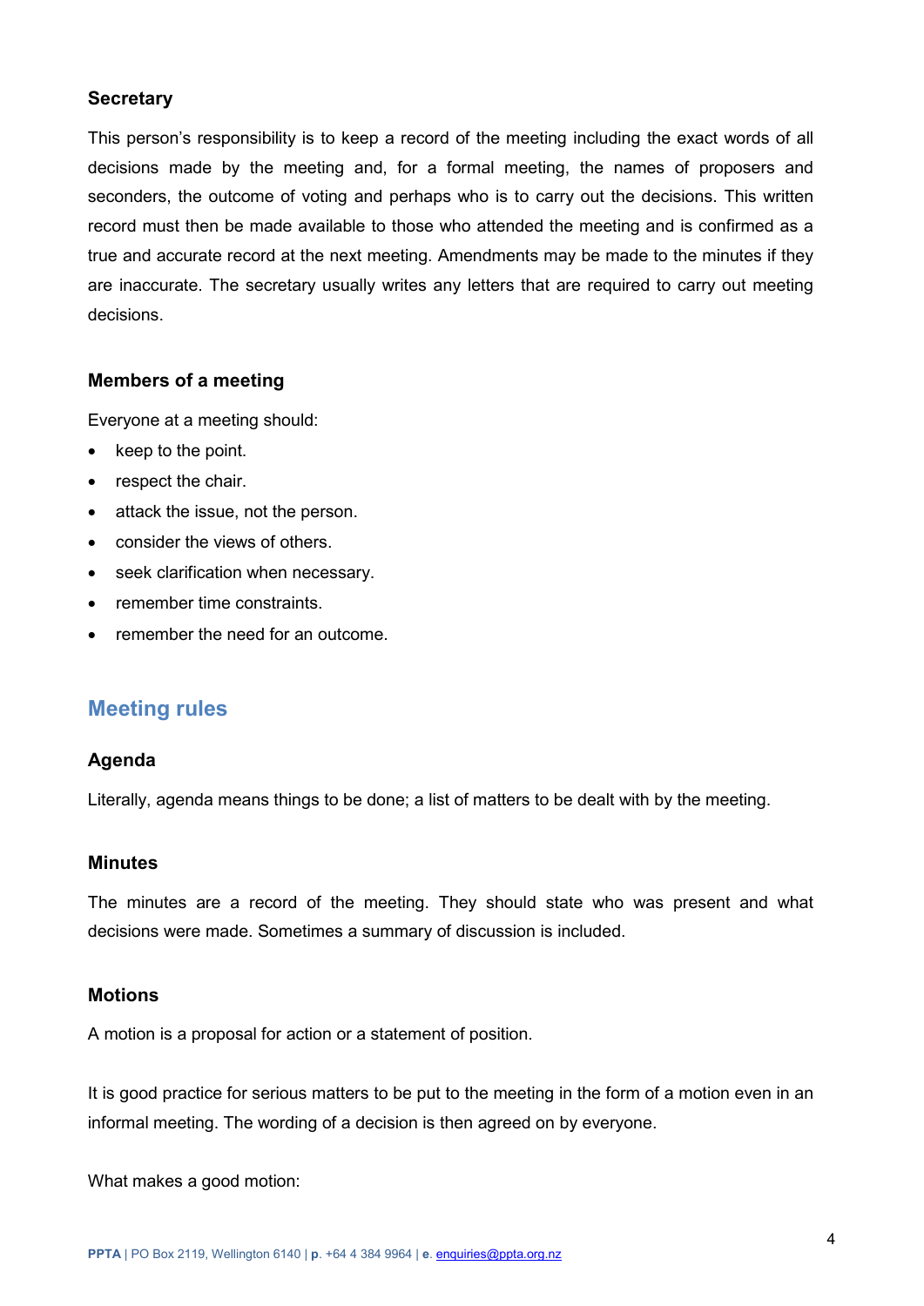### Secretary

This person's responsibility is to keep a record of the meeting including the exact words of all decisions made by the meeting and, for a formal meeting, the names of proposers and seconders, the outcome of voting and perhaps who is to carry out the decisions. This written record must then be made available to those who attended the meeting and is confirmed as a true and accurate record at the next meeting. Amendments may be made to the minutes if they are inaccurate. The secretary usually writes any letters that are required to carry out meeting decisions.

### Members of a meeting

Everyone at a meeting should:

- keep to the point.
- respect the chair.
- attack the issue, not the person.
- consider the views of others.
- seek clarification when necessary.
- remember time constraints.
- remember the need for an outcome.

## Meeting rules

### Agenda

Literally, agenda means things to be done; a list of matters to be dealt with by the meeting.

### Minutes

The minutes are a record of the meeting. They should state who was present and what decisions were made. Sometimes a summary of discussion is included.

### Motions

A motion is a proposal for action or a statement of position.

It is good practice for serious matters to be put to the meeting in the form of a motion even in an informal meeting. The wording of a decision is then agreed on by everyone.

What makes a good motion: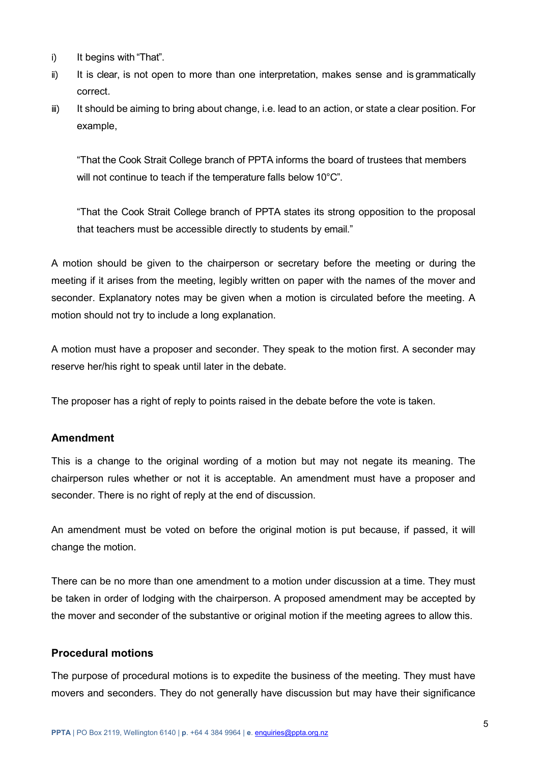i) It begins with "That".

ii) It is clear, is not open to more than one interpretation, makes sense and is grammatically correct.

iii) It should be aiming to bring about change, i.e. lead to an action, or state a clear position. For example,

   "That the Cook Strait College branch of PPTA informs the board of trustees that members will not continue to teach if the temperature falls below 10°C".

   "That the Cook Strait College branch of PPTA states its strong opposition to the proposal that teachers must be accessible directly to students by email."

A motion should be given to the chairperson or secretary before the meeting or during the meeting if it arises from the meeting, legibly written on paper with the names of the mover and seconder. Explanatory notes may be given when a motion is circulated before the meeting. A motion should not try to include a long explanation.

A motion must have a proposer and seconder. They speak to the motion first. A seconder may reserve her/his right to speak until later in the debate.

The proposer has a right of reply to points raised in the debate before the vote is taken.

### Amendment

This is a change to the original wording of a motion but may not negate its meaning. The chairperson rules whether or not it is acceptable. An amendment must have a proposer and seconder. There is no right of reply at the end of discussion.

An amendment must be voted on before the original motion is put because, if passed, it will change the motion.

There can be no more than one amendment to a motion under discussion at a time. They must be taken in order of lodging with the chairperson. A proposed amendment may be accepted by the mover and seconder of the substantive or original motion if the meeting agrees to allow this.

### Procedural motions

The purpose of procedural motions is to expedite the business of the meeting. They must have movers and seconders. They do not generally have discussion but may have their significance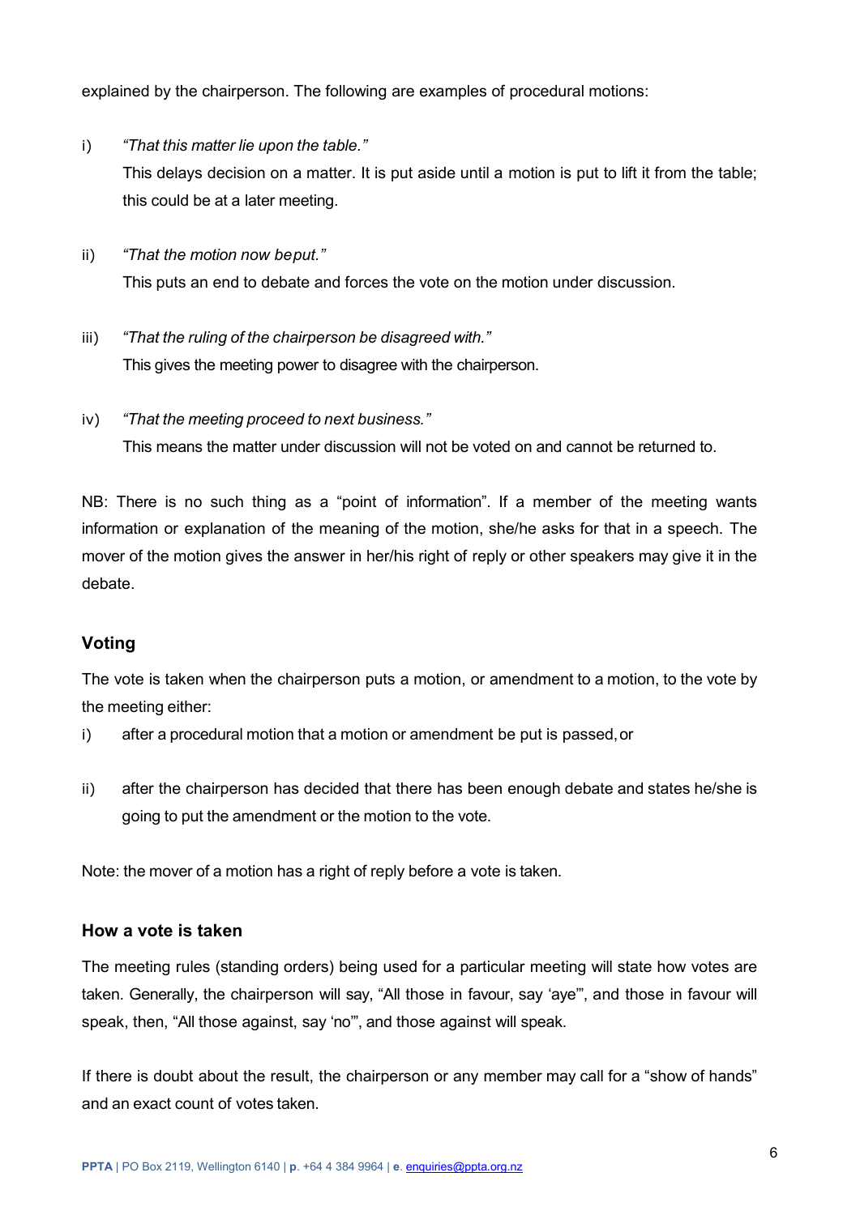explained by the chairperson. The following are examples of procedural motions:

i) *"That this matter lie upon the table."*
   This delays decision on a matter. It is put aside until a motion is put to lift it from the table; this could be at a later meeting.

ii) *"That the motion now beput."*
   This puts an end to debate and forces the vote on the motion under discussion.

iii) *"That the ruling of the chairperson be disagreed with."*
   This gives the meeting power to disagree with the chairperson.

iv) *"That the meeting proceed to next business."*
   This means the matter under discussion will not be voted on and cannot be returned to.

NB: There is no such thing as a "point of information". If a member of the meeting wants information or explanation of the meaning of the motion, she/he asks for that in a speech. The mover of the motion gives the answer in her/his right of reply or other speakers may give it in the debate.

## Voting

The vote is taken when the chairperson puts a motion, or amendment to a motion, to the vote by the meeting either:

i) after a procedural motion that a motion or amendment be put is passed, or

ii) after the chairperson has decided that there has been enough debate and states he/she is going to put the amendment or the motion to the vote.

Note: the mover of a motion has a right of reply before a vote is taken.

### How a vote is taken

The meeting rules (standing orders) being used for a particular meeting will state how votes are taken. Generally, the chairperson will say, "All those in favour, say 'aye'", and those in favour will speak, then, "All those against, say 'no'", and those against will speak.

If there is doubt about the result, the chairperson or any member may call for a "show of hands" and an exact count of votes taken.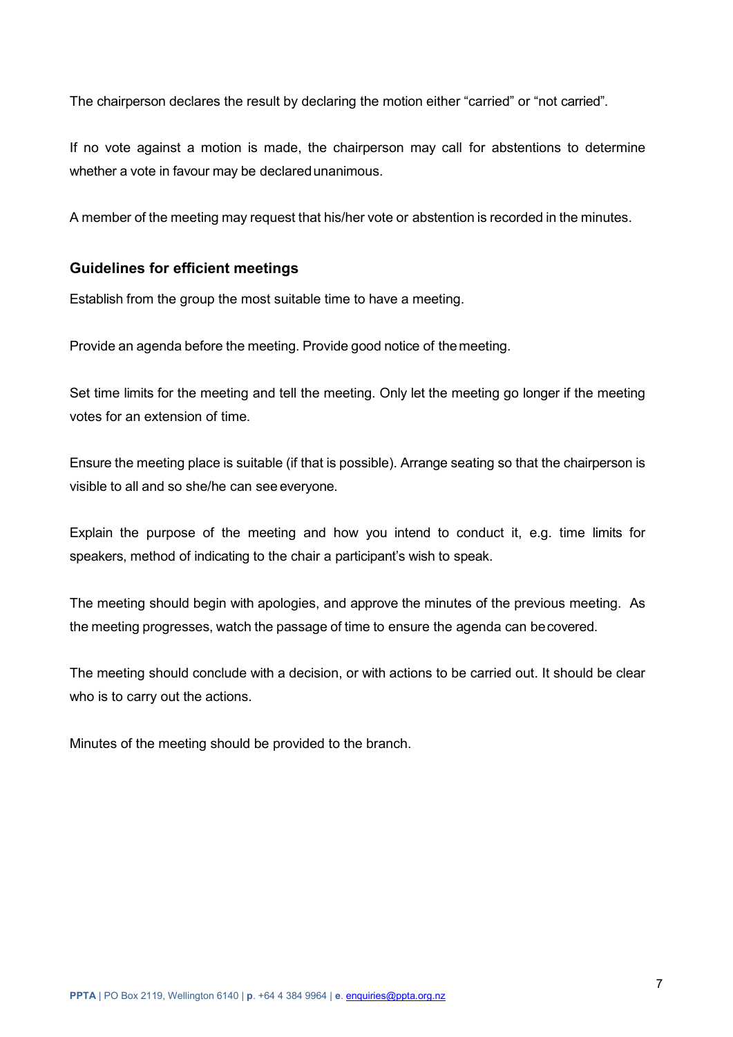The chairperson declares the result by declaring the motion either “carried” or “not carried”.

If no vote against a motion is made, the chairperson may call for abstentions to determine whether a vote in favour may be declared unanimous.

A member of the meeting may request that his/her vote or abstention is recorded in the minutes.

### Guidelines for efficient meetings

Establish from the group the most suitable time to have a meeting.

Provide an agenda before the meeting. Provide good notice of the meeting.

Set time limits for the meeting and tell the meeting. Only let the meeting go longer if the meeting votes for an extension of time.

Ensure the meeting place is suitable (if that is possible). Arrange seating so that the chairperson is visible to all and so she/he can see everyone.

Explain the purpose of the meeting and how you intend to conduct it, e.g. time limits for speakers, method of indicating to the chair a participant’s wish to speak.

The meeting should begin with apologies, and approve the minutes of the previous meeting. As the meeting progresses, watch the passage of time to ensure the agenda can be covered.

The meeting should conclude with a decision, or with actions to be carried out. It should be clear who is to carry out the actions.

Minutes of the meeting should be provided to the branch.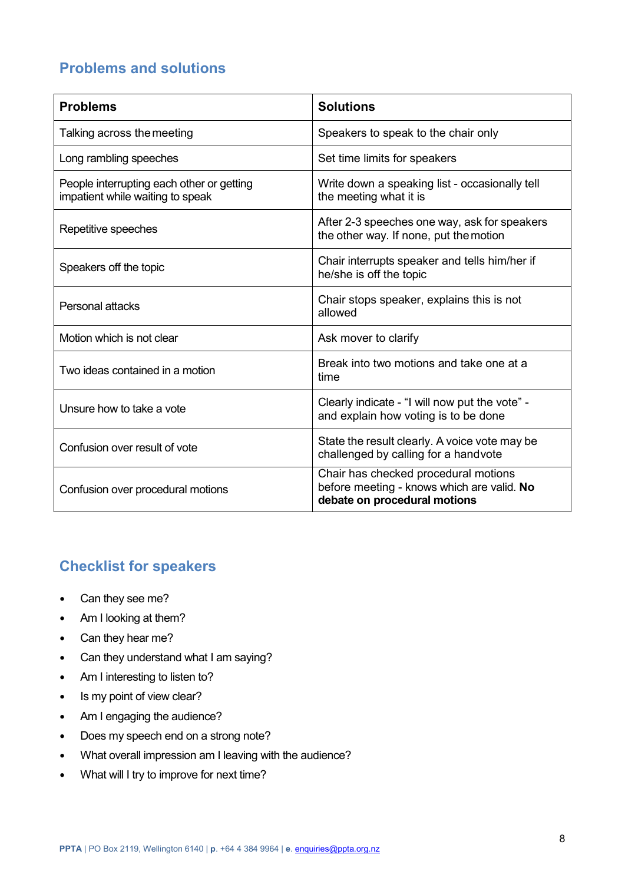## Problems and solutions

| Problems | Solutions |
| --- | --- |
| Talking across the meeting | Speakers to speak to the chair only |
| Long rambling speeches | Set time limits for speakers |
| People interrupting each other or getting impatient while waiting to speak | Write down a speaking list - occasionally tell the meeting what it is |
| Repetitive speeches | After 2-3 speeches one way, ask for speakers the other way. If none, put the motion |
| Speakers off the topic | Chair interrupts speaker and tells him/her if he/she is off the topic |
| Personal attacks | Chair stops speaker, explains this is not allowed |
| Motion which is not clear | Ask mover to clarify |
| Two ideas contained in a motion | Break into two motions and take one at a time |
| Unsure how to take a vote | Clearly indicate - "I will now put the vote" - and explain how voting is to be done |
| Confusion over result of vote | State the result clearly. A voice vote may be challenged by calling for a hand vote |
| Confusion over procedural motions | Chair has checked procedural motions before meeting - knows which are valid. **No debate on procedural motions** |

## Checklist for speakers

- Can they see me?
- Am I looking at them?
- Can they hear me?
- Can they understand what I am saying?
- Am I interesting to listen to?
- Is my point of view clear?
- Am I engaging the audience?
- Does my speech end on a strong note?
- What overall impression am I leaving with the audience?
- What will I try to improve for next time?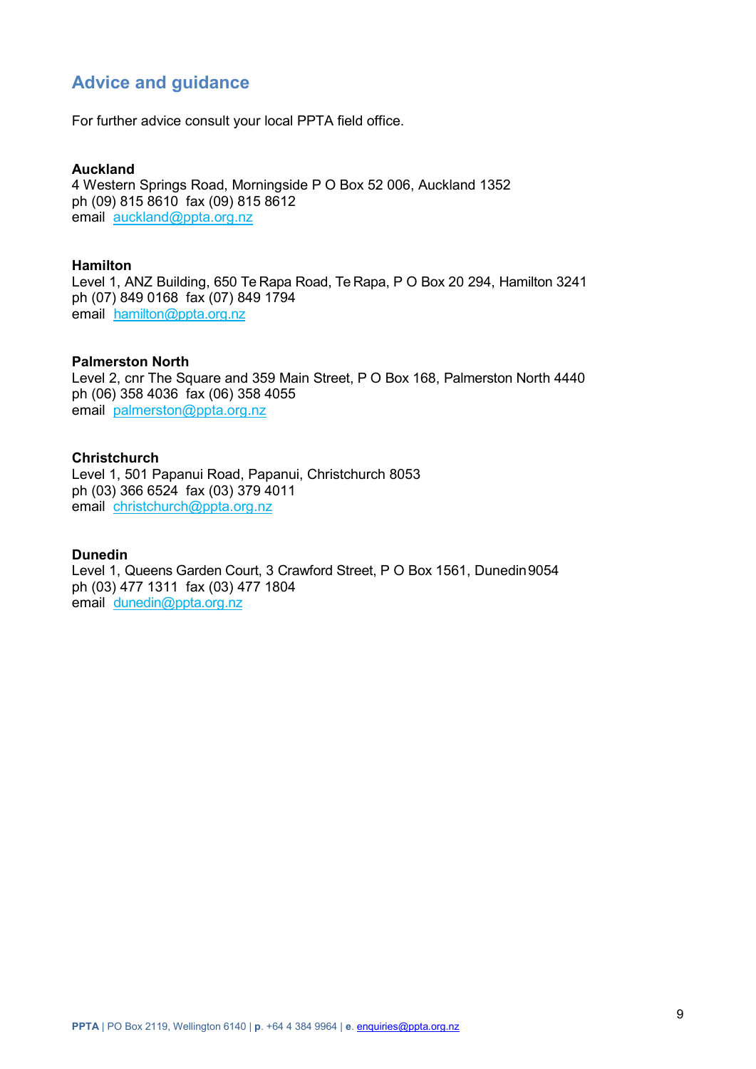## Advice and guidance

For further advice consult your local PPTA field office.

**Auckland**
4 Western Springs Road, Morningside P O Box 52 006, Auckland 1352
ph (09) 815 8610 fax (09) 815 8612
email auckland@ppta.org.nz

**Hamilton**
Level 1, ANZ Building, 650 Te Rapa Road, Te Rapa, P O Box 20 294, Hamilton 3241
ph (07) 849 0168 fax (07) 849 1794
email hamilton@ppta.org.nz

**Palmerston North**
Level 2, cnr The Square and 359 Main Street, P O Box 168, Palmerston North 4440
ph (06) 358 4036 fax (06) 358 4055
email palmerston@ppta.org.nz

**Christchurch**
Level 1, 501 Papanui Road, Papanui, Christchurch 8053
ph (03) 366 6524 fax (03) 379 4011
email christchurch@ppta.org.nz

**Dunedin**
Level 1, Queens Garden Court, 3 Crawford Street, P O Box 1561, Dunedin 9054
ph (03) 477 1311 fax (03) 477 1804
email dunedin@ppta.org.nz